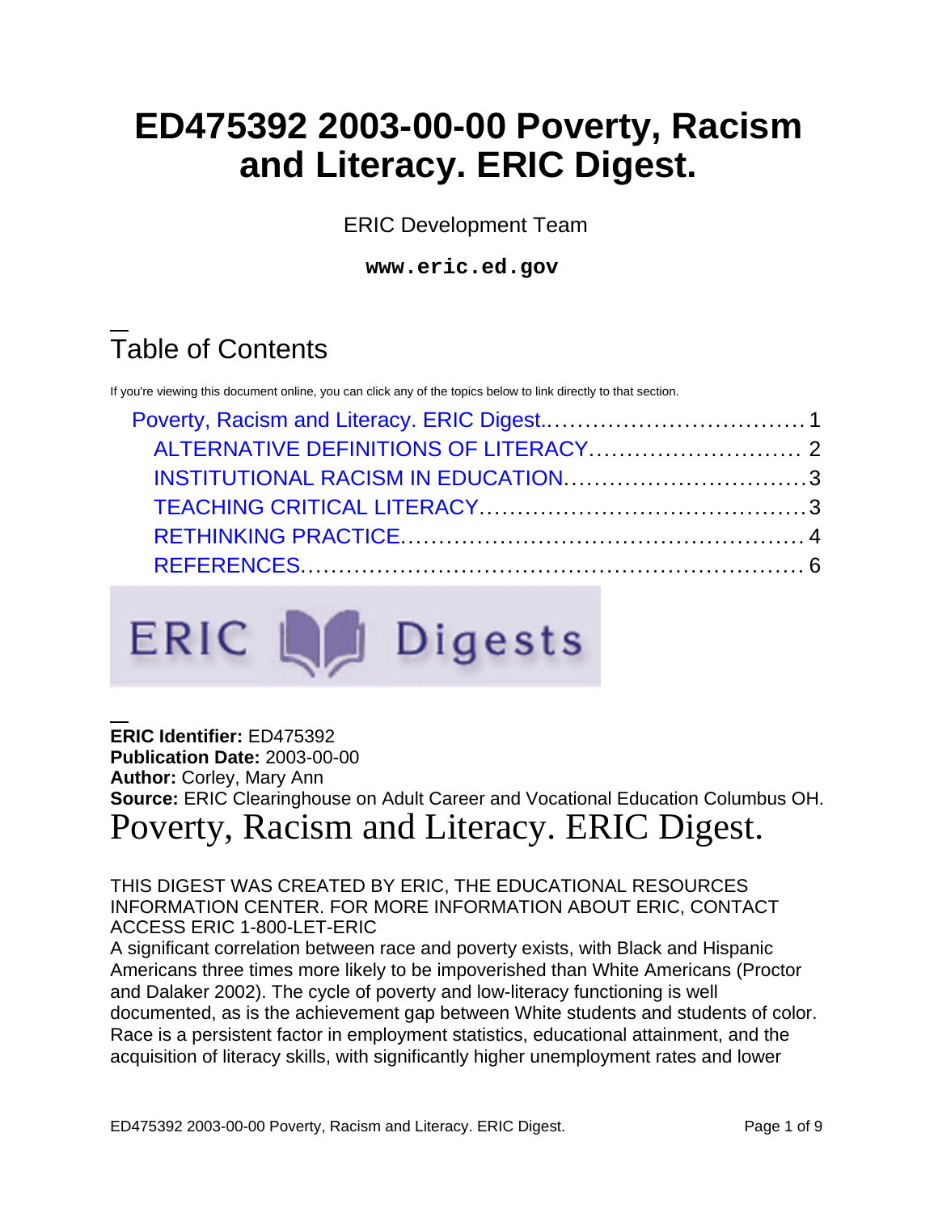# ED475392 2003-00-00 Poverty, Racism and Literacy. ERIC Digest.

ERIC Development Team

**www.eric.ed.gov**

## Table of Contents

If you're viewing this document online, you can click any of the topics below to link directly to that section.

- Poverty, Racism and Literacy. ERIC Digest. .... 1
  - ALTERNATIVE DEFINITIONS OF LITERACY .... 2
  - INSTITUTIONAL RACISM IN EDUCATION .... 3
  - TEACHING CRITICAL LITERACY .... 3
  - RETHINKING PRACTICE .... 4
  - REFERENCES .... 6

**ERIC Identifier:** ED475392
**Publication Date:** 2003-00-00
**Author:** Corley, Mary Ann
**Source:** ERIC Clearinghouse on Adult Career and Vocational Education Columbus OH.

# Poverty, Racism and Literacy. ERIC Digest.

THIS DIGEST WAS CREATED BY ERIC, THE EDUCATIONAL RESOURCES INFORMATION CENTER. FOR MORE INFORMATION ABOUT ERIC, CONTACT ACCESS ERIC 1-800-LET-ERIC

A significant correlation between race and poverty exists, with Black and Hispanic Americans three times more likely to be impoverished than White Americans (Proctor and Dalaker 2002). The cycle of poverty and low-literacy functioning is well documented, as is the achievement gap between White students and students of color. Race is a persistent factor in employment statistics, educational attainment, and the acquisition of literacy skills, with significantly higher unemployment rates and lower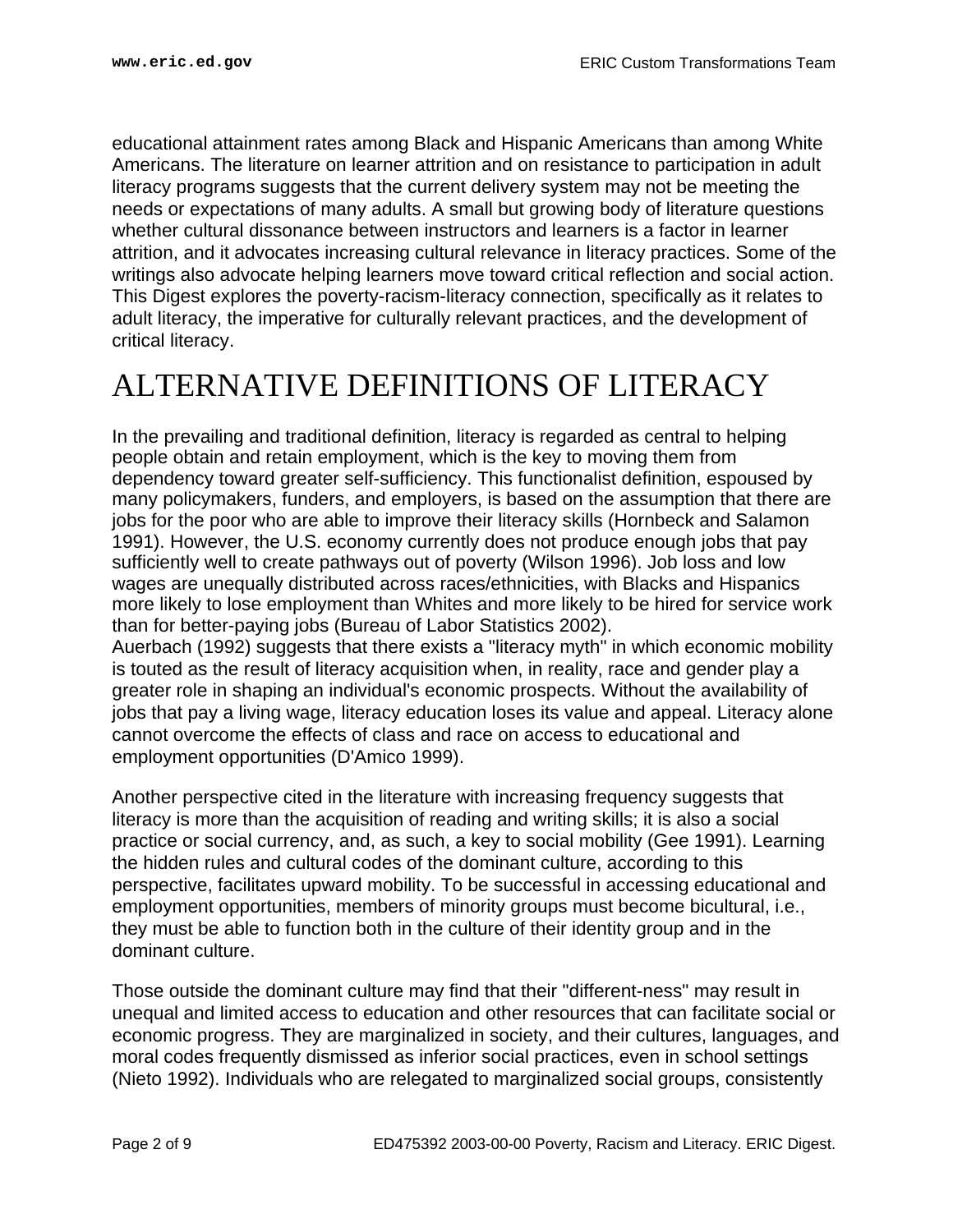educational attainment rates among Black and Hispanic Americans than among White Americans. The literature on learner attrition and on resistance to participation in adult literacy programs suggests that the current delivery system may not be meeting the needs or expectations of many adults. A small but growing body of literature questions whether cultural dissonance between instructors and learners is a factor in learner attrition, and it advocates increasing cultural relevance in literacy practices. Some of the writings also advocate helping learners move toward critical reflection and social action. This Digest explores the poverty-racism-literacy connection, specifically as it relates to adult literacy, the imperative for culturally relevant practices, and the development of critical literacy.

# ALTERNATIVE DEFINITIONS OF LITERACY

In the prevailing and traditional definition, literacy is regarded as central to helping people obtain and retain employment, which is the key to moving them from dependency toward greater self-sufficiency. This functionalist definition, espoused by many policymakers, funders, and employers, is based on the assumption that there are jobs for the poor who are able to improve their literacy skills (Hornbeck and Salamon 1991). However, the U.S. economy currently does not produce enough jobs that pay sufficiently well to create pathways out of poverty (Wilson 1996). Job loss and low wages are unequally distributed across races/ethnicities, with Blacks and Hispanics more likely to lose employment than Whites and more likely to be hired for service work than for better-paying jobs (Bureau of Labor Statistics 2002).

Auerbach (1992) suggests that there exists a "literacy myth" in which economic mobility is touted as the result of literacy acquisition when, in reality, race and gender play a greater role in shaping an individual's economic prospects. Without the availability of jobs that pay a living wage, literacy education loses its value and appeal. Literacy alone cannot overcome the effects of class and race on access to educational and employment opportunities (D'Amico 1999).

Another perspective cited in the literature with increasing frequency suggests that literacy is more than the acquisition of reading and writing skills; it is also a social practice or social currency, and, as such, a key to social mobility (Gee 1991). Learning the hidden rules and cultural codes of the dominant culture, according to this perspective, facilitates upward mobility. To be successful in accessing educational and employment opportunities, members of minority groups must become bicultural, i.e., they must be able to function both in the culture of their identity group and in the dominant culture.

Those outside the dominant culture may find that their "different-ness" may result in unequal and limited access to education and other resources that can facilitate social or economic progress. They are marginalized in society, and their cultures, languages, and moral codes frequently dismissed as inferior social practices, even in school settings (Nieto 1992). Individuals who are relegated to marginalized social groups, consistently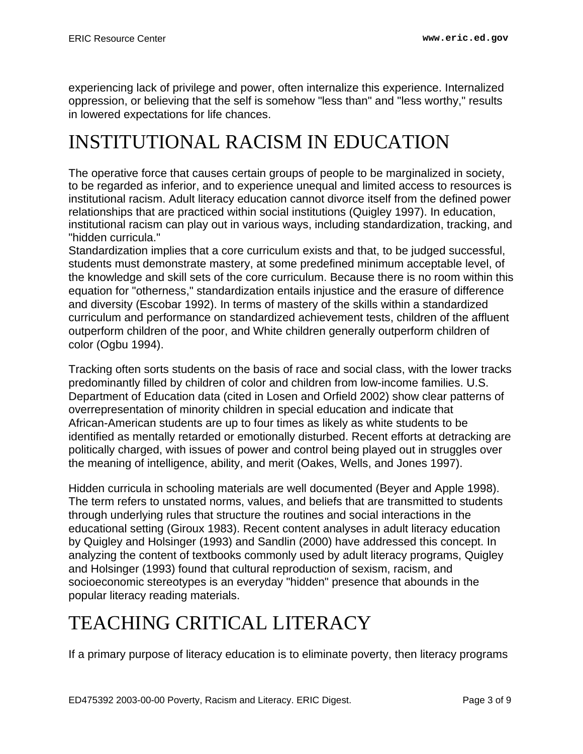experiencing lack of privilege and power, often internalize this experience. Internalized oppression, or believing that the self is somehow "less than" and "less worthy," results in lowered expectations for life chances.

# INSTITUTIONAL RACISM IN EDUCATION

The operative force that causes certain groups of people to be marginalized in society, to be regarded as inferior, and to experience unequal and limited access to resources is institutional racism. Adult literacy education cannot divorce itself from the defined power relationships that are practiced within social institutions (Quigley 1997). In education, institutional racism can play out in various ways, including standardization, tracking, and "hidden curricula."

Standardization implies that a core curriculum exists and that, to be judged successful, students must demonstrate mastery, at some predefined minimum acceptable level, of the knowledge and skill sets of the core curriculum. Because there is no room within this equation for "otherness," standardization entails injustice and the erasure of difference and diversity (Escobar 1992). In terms of mastery of the skills within a standardized curriculum and performance on standardized achievement tests, children of the affluent outperform children of the poor, and White children generally outperform children of color (Ogbu 1994).

Tracking often sorts students on the basis of race and social class, with the lower tracks predominantly filled by children of color and children from low-income families. U.S. Department of Education data (cited in Losen and Orfield 2002) show clear patterns of overrepresentation of minority children in special education and indicate that African-American students are up to four times as likely as white students to be identified as mentally retarded or emotionally disturbed. Recent efforts at detracking are politically charged, with issues of power and control being played out in struggles over the meaning of intelligence, ability, and merit (Oakes, Wells, and Jones 1997).

Hidden curricula in schooling materials are well documented (Beyer and Apple 1998). The term refers to unstated norms, values, and beliefs that are transmitted to students through underlying rules that structure the routines and social interactions in the educational setting (Giroux 1983). Recent content analyses in adult literacy education by Quigley and Holsinger (1993) and Sandlin (2000) have addressed this concept. In analyzing the content of textbooks commonly used by adult literacy programs, Quigley and Holsinger (1993) found that cultural reproduction of sexism, racism, and socioeconomic stereotypes is an everyday "hidden" presence that abounds in the popular literacy reading materials.

# TEACHING CRITICAL LITERACY

If a primary purpose of literacy education is to eliminate poverty, then literacy programs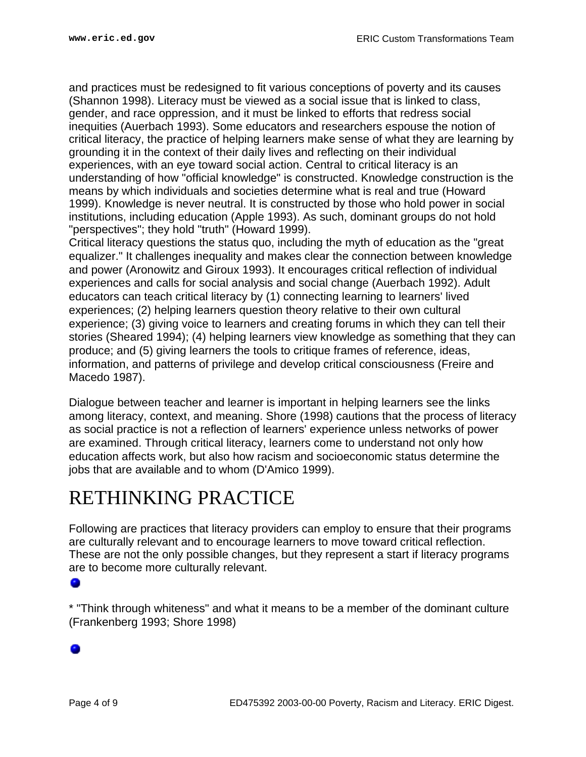and practices must be redesigned to fit various conceptions of poverty and its causes (Shannon 1998). Literacy must be viewed as a social issue that is linked to class, gender, and race oppression, and it must be linked to efforts that redress social inequities (Auerbach 1993). Some educators and researchers espouse the notion of critical literacy, the practice of helping learners make sense of what they are learning by grounding it in the context of their daily lives and reflecting on their individual experiences, with an eye toward social action. Central to critical literacy is an understanding of how "official knowledge" is constructed. Knowledge construction is the means by which individuals and societies determine what is real and true (Howard 1999). Knowledge is never neutral. It is constructed by those who hold power in social institutions, including education (Apple 1993). As such, dominant groups do not hold "perspectives"; they hold "truth" (Howard 1999).
Critical literacy questions the status quo, including the myth of education as the "great equalizer." It challenges inequality and makes clear the connection between knowledge and power (Aronowitz and Giroux 1993). It encourages critical reflection of individual experiences and calls for social analysis and social change (Auerbach 1992). Adult educators can teach critical literacy by (1) connecting learning to learners' lived experiences; (2) helping learners question theory relative to their own cultural experience; (3) giving voice to learners and creating forums in which they can tell their stories (Sheared 1994); (4) helping learners view knowledge as something that they can produce; and (5) giving learners the tools to critique frames of reference, ideas, information, and patterns of privilege and develop critical consciousness (Freire and Macedo 1987).

Dialogue between teacher and learner is important in helping learners see the links among literacy, context, and meaning. Shore (1998) cautions that the process of literacy as social practice is not a reflection of learners' experience unless networks of power are examined. Through critical literacy, learners come to understand not only how education affects work, but also how racism and socioeconomic status determine the jobs that are available and to whom (D'Amico 1999).

# RETHINKING PRACTICE

Following are practices that literacy providers can employ to ensure that their programs are culturally relevant and to encourage learners to move toward critical reflection. These are not the only possible changes, but they represent a start if literacy programs are to become more culturally relevant.

* "Think through whiteness" and what it means to be a member of the dominant culture (Frankenberg 1993; Shore 1998)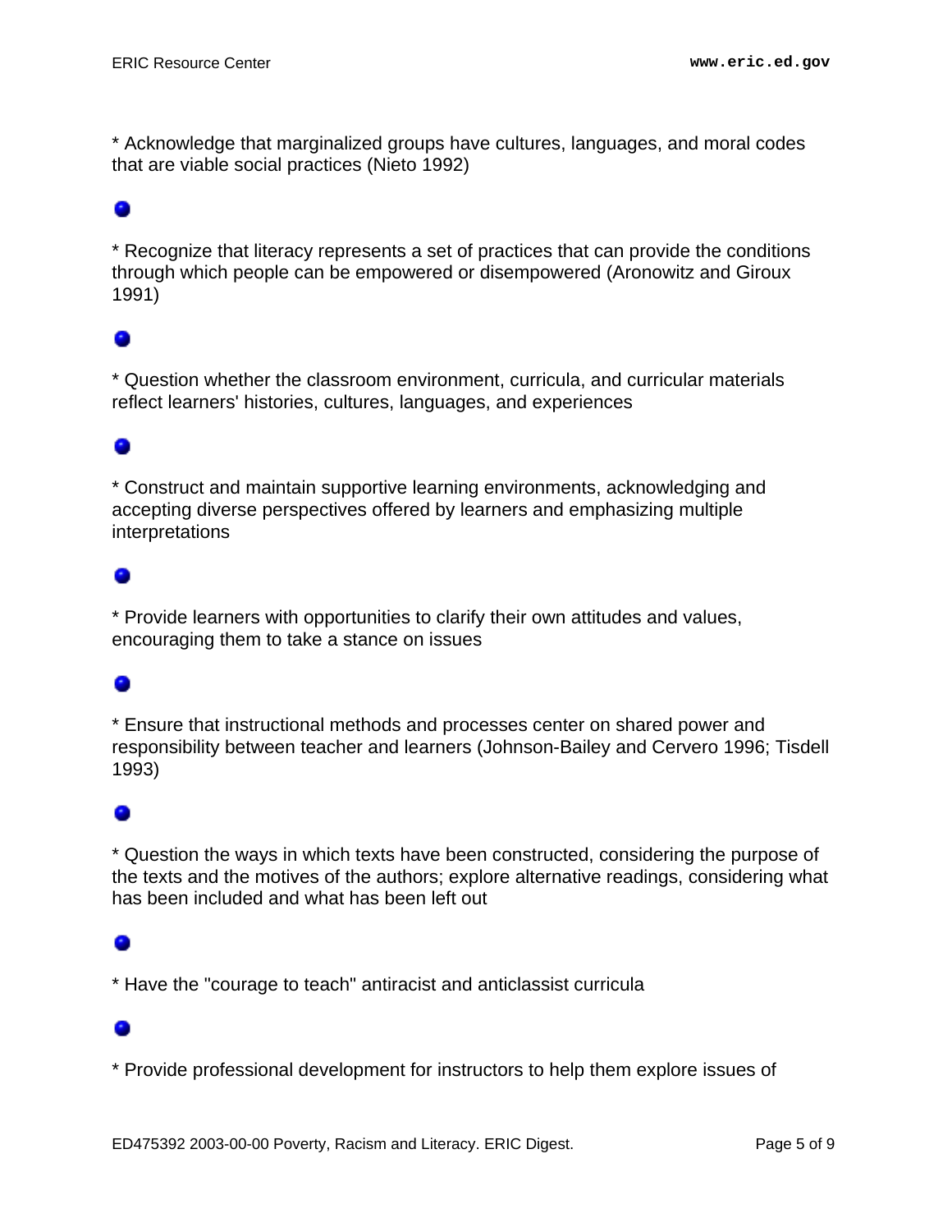* Acknowledge that marginalized groups have cultures, languages, and moral codes that are viable social practices (Nieto 1992)

* Recognize that literacy represents a set of practices that can provide the conditions through which people can be empowered or disempowered (Aronowitz and Giroux 1991)

* Question whether the classroom environment, curricula, and curricular materials reflect learners' histories, cultures, languages, and experiences

* Construct and maintain supportive learning environments, acknowledging and accepting diverse perspectives offered by learners and emphasizing multiple interpretations

* Provide learners with opportunities to clarify their own attitudes and values, encouraging them to take a stance on issues

* Ensure that instructional methods and processes center on shared power and responsibility between teacher and learners (Johnson-Bailey and Cervero 1996; Tisdell 1993)

* Question the ways in which texts have been constructed, considering the purpose of the texts and the motives of the authors; explore alternative readings, considering what has been included and what has been left out

* Have the "courage to teach" antiracist and anticlassist curricula

* Provide professional development for instructors to help them explore issues of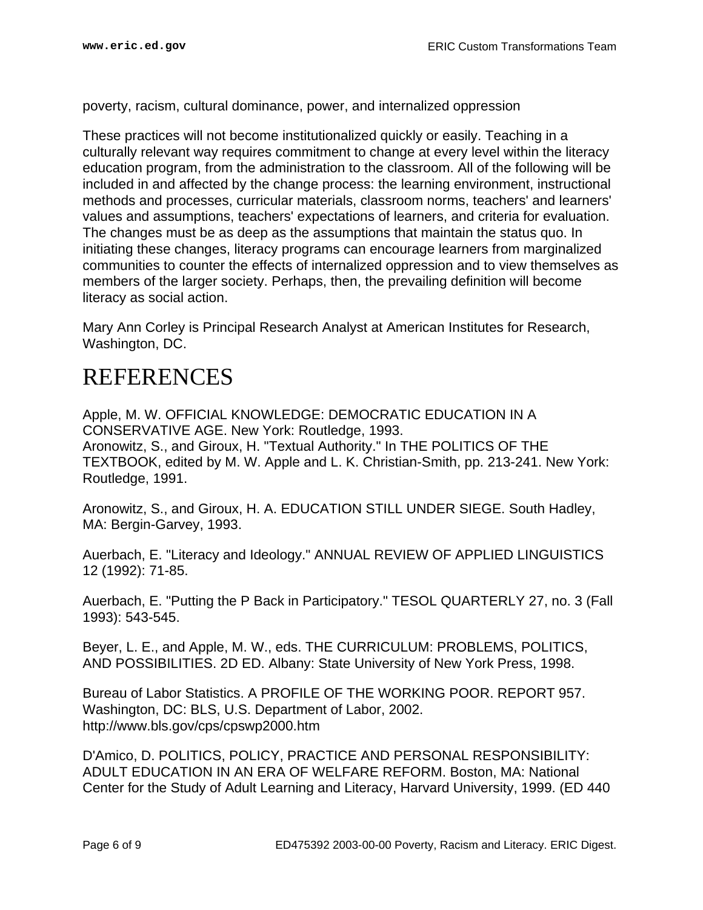poverty, racism, cultural dominance, power, and internalized oppression

These practices will not become institutionalized quickly or easily. Teaching in a culturally relevant way requires commitment to change at every level within the literacy education program, from the administration to the classroom. All of the following will be included in and affected by the change process: the learning environment, instructional methods and processes, curricular materials, classroom norms, teachers' and learners' values and assumptions, teachers' expectations of learners, and criteria for evaluation. The changes must be as deep as the assumptions that maintain the status quo. In initiating these changes, literacy programs can encourage learners from marginalized communities to counter the effects of internalized oppression and to view themselves as members of the larger society. Perhaps, then, the prevailing definition will become literacy as social action.

Mary Ann Corley is Principal Research Analyst at American Institutes for Research, Washington, DC.

# REFERENCES

Apple, M. W. OFFICIAL KNOWLEDGE: DEMOCRATIC EDUCATION IN A CONSERVATIVE AGE. New York: Routledge, 1993.
Aronowitz, S., and Giroux, H. "Textual Authority." In THE POLITICS OF THE TEXTBOOK, edited by M. W. Apple and L. K. Christian-Smith, pp. 213-241. New York: Routledge, 1991.

Aronowitz, S., and Giroux, H. A. EDUCATION STILL UNDER SIEGE. South Hadley, MA: Bergin-Garvey, 1993.

Auerbach, E. "Literacy and Ideology." ANNUAL REVIEW OF APPLIED LINGUISTICS 12 (1992): 71-85.

Auerbach, E. "Putting the P Back in Participatory." TESOL QUARTERLY 27, no. 3 (Fall 1993): 543-545.

Beyer, L. E., and Apple, M. W., eds. THE CURRICULUM: PROBLEMS, POLITICS, AND POSSIBILITIES. 2D ED. Albany: State University of New York Press, 1998.

Bureau of Labor Statistics. A PROFILE OF THE WORKING POOR. REPORT 957. Washington, DC: BLS, U.S. Department of Labor, 2002. http://www.bls.gov/cps/cpswp2000.htm

D'Amico, D. POLITICS, POLICY, PRACTICE AND PERSONAL RESPONSIBILITY: ADULT EDUCATION IN AN ERA OF WELFARE REFORM. Boston, MA: National Center for the Study of Adult Learning and Literacy, Harvard University, 1999. (ED 440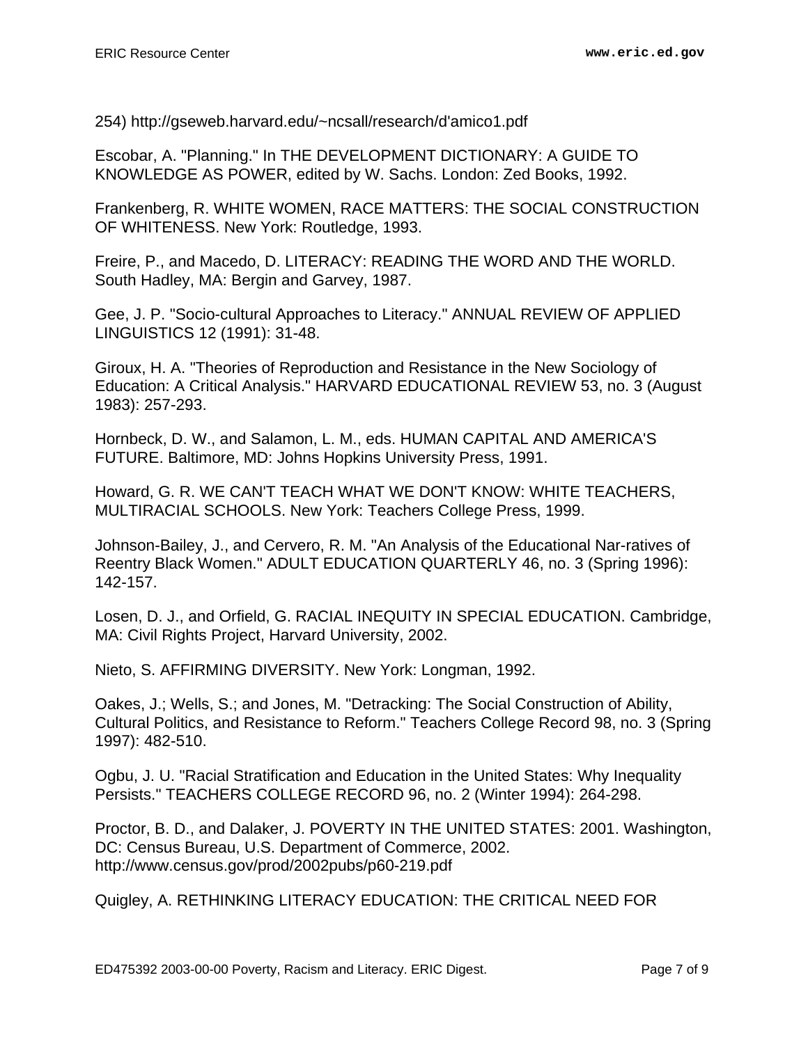254) http://gseweb.harvard.edu/~ncsall/research/d'amico1.pdf

Escobar, A. "Planning." In THE DEVELOPMENT DICTIONARY: A GUIDE TO KNOWLEDGE AS POWER, edited by W. Sachs. London: Zed Books, 1992.

Frankenberg, R. WHITE WOMEN, RACE MATTERS: THE SOCIAL CONSTRUCTION OF WHITENESS. New York: Routledge, 1993.

Freire, P., and Macedo, D. LITERACY: READING THE WORD AND THE WORLD. South Hadley, MA: Bergin and Garvey, 1987.

Gee, J. P. "Socio-cultural Approaches to Literacy." ANNUAL REVIEW OF APPLIED LINGUISTICS 12 (1991): 31-48.

Giroux, H. A. "Theories of Reproduction and Resistance in the New Sociology of Education: A Critical Analysis." HARVARD EDUCATIONAL REVIEW 53, no. 3 (August 1983): 257-293.

Hornbeck, D. W., and Salamon, L. M., eds. HUMAN CAPITAL AND AMERICA'S FUTURE. Baltimore, MD: Johns Hopkins University Press, 1991.

Howard, G. R. WE CAN'T TEACH WHAT WE DON'T KNOW: WHITE TEACHERS, MULTIRACIAL SCHOOLS. New York: Teachers College Press, 1999.

Johnson-Bailey, J., and Cervero, R. M. "An Analysis of the Educational Nar-ratives of Reentry Black Women." ADULT EDUCATION QUARTERLY 46, no. 3 (Spring 1996): 142-157.

Losen, D. J., and Orfield, G. RACIAL INEQUITY IN SPECIAL EDUCATION. Cambridge, MA: Civil Rights Project, Harvard University, 2002.

Nieto, S. AFFIRMING DIVERSITY. New York: Longman, 1992.

Oakes, J.; Wells, S.; and Jones, M. "Detracking: The Social Construction of Ability, Cultural Politics, and Resistance to Reform." Teachers College Record 98, no. 3 (Spring 1997): 482-510.

Ogbu, J. U. "Racial Stratification and Education in the United States: Why Inequality Persists." TEACHERS COLLEGE RECORD 96, no. 2 (Winter 1994): 264-298.

Proctor, B. D., and Dalaker, J. POVERTY IN THE UNITED STATES: 2001. Washington, DC: Census Bureau, U.S. Department of Commerce, 2002. http://www.census.gov/prod/2002pubs/p60-219.pdf

Quigley, A. RETHINKING LITERACY EDUCATION: THE CRITICAL NEED FOR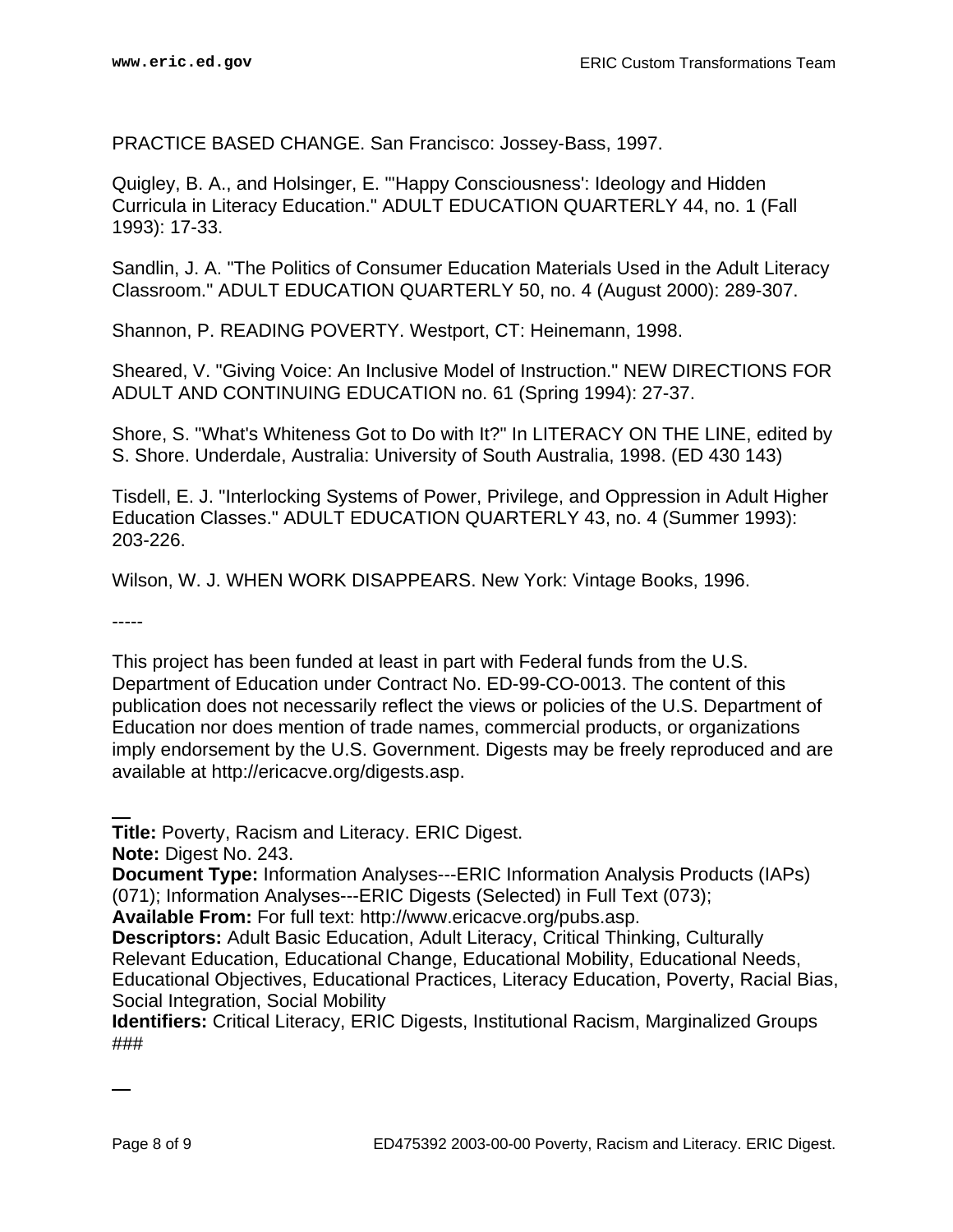PRACTICE BASED CHANGE. San Francisco: Jossey-Bass, 1997.

Quigley, B. A., and Holsinger, E. "'Happy Consciousness': Ideology and Hidden Curricula in Literacy Education." ADULT EDUCATION QUARTERLY 44, no. 1 (Fall 1993): 17-33.

Sandlin, J. A. "The Politics of Consumer Education Materials Used in the Adult Literacy Classroom." ADULT EDUCATION QUARTERLY 50, no. 4 (August 2000): 289-307.

Shannon, P. READING POVERTY. Westport, CT: Heinemann, 1998.

Sheared, V. "Giving Voice: An Inclusive Model of Instruction." NEW DIRECTIONS FOR ADULT AND CONTINUING EDUCATION no. 61 (Spring 1994): 27-37.

Shore, S. "What's Whiteness Got to Do with It?" In LITERACY ON THE LINE, edited by S. Shore. Underdale, Australia: University of South Australia, 1998. (ED 430 143)

Tisdell, E. J. "Interlocking Systems of Power, Privilege, and Oppression in Adult Higher Education Classes." ADULT EDUCATION QUARTERLY 43, no. 4 (Summer 1993): 203-226.

Wilson, W. J. WHEN WORK DISAPPEARS. New York: Vintage Books, 1996.

-----

This project has been funded at least in part with Federal funds from the U.S. Department of Education under Contract No. ED-99-CO-0013. The content of this publication does not necessarily reflect the views or policies of the U.S. Department of Education nor does mention of trade names, commercial products, or organizations imply endorsement by the U.S. Government. Digests may be freely reproduced and are available at http://ericacve.org/digests.asp.

---

**Title:** Poverty, Racism and Literacy. ERIC Digest.
**Note:** Digest No. 243.
**Document Type:** Information Analyses---ERIC Information Analysis Products (IAPs) (071); Information Analyses---ERIC Digests (Selected) in Full Text (073);
**Available From:** For full text: http://www.ericacve.org/pubs.asp.
**Descriptors:** Adult Basic Education, Adult Literacy, Critical Thinking, Culturally Relevant Education, Educational Change, Educational Mobility, Educational Needs, Educational Objectives, Educational Practices, Literacy Education, Poverty, Racial Bias, Social Integration, Social Mobility
**Identifiers:** Critical Literacy, ERIC Digests, Institutional Racism, Marginalized Groups
###

---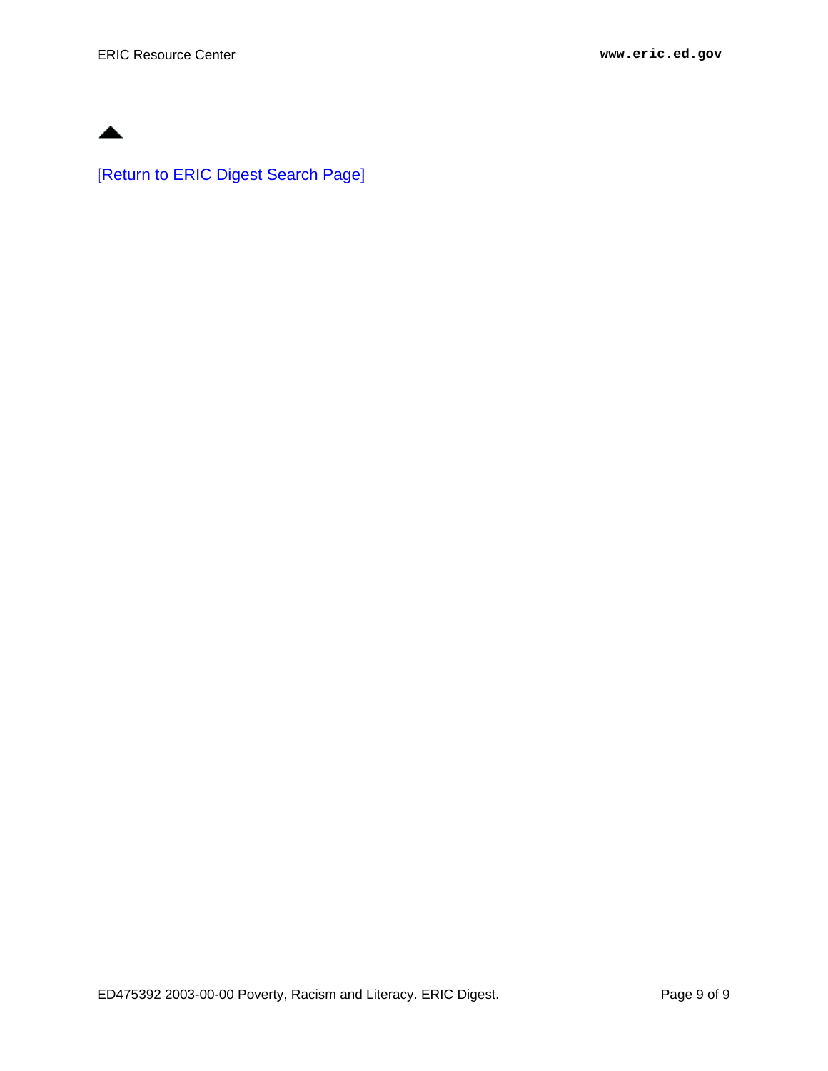▲

[Return to ERIC Digest Search Page]